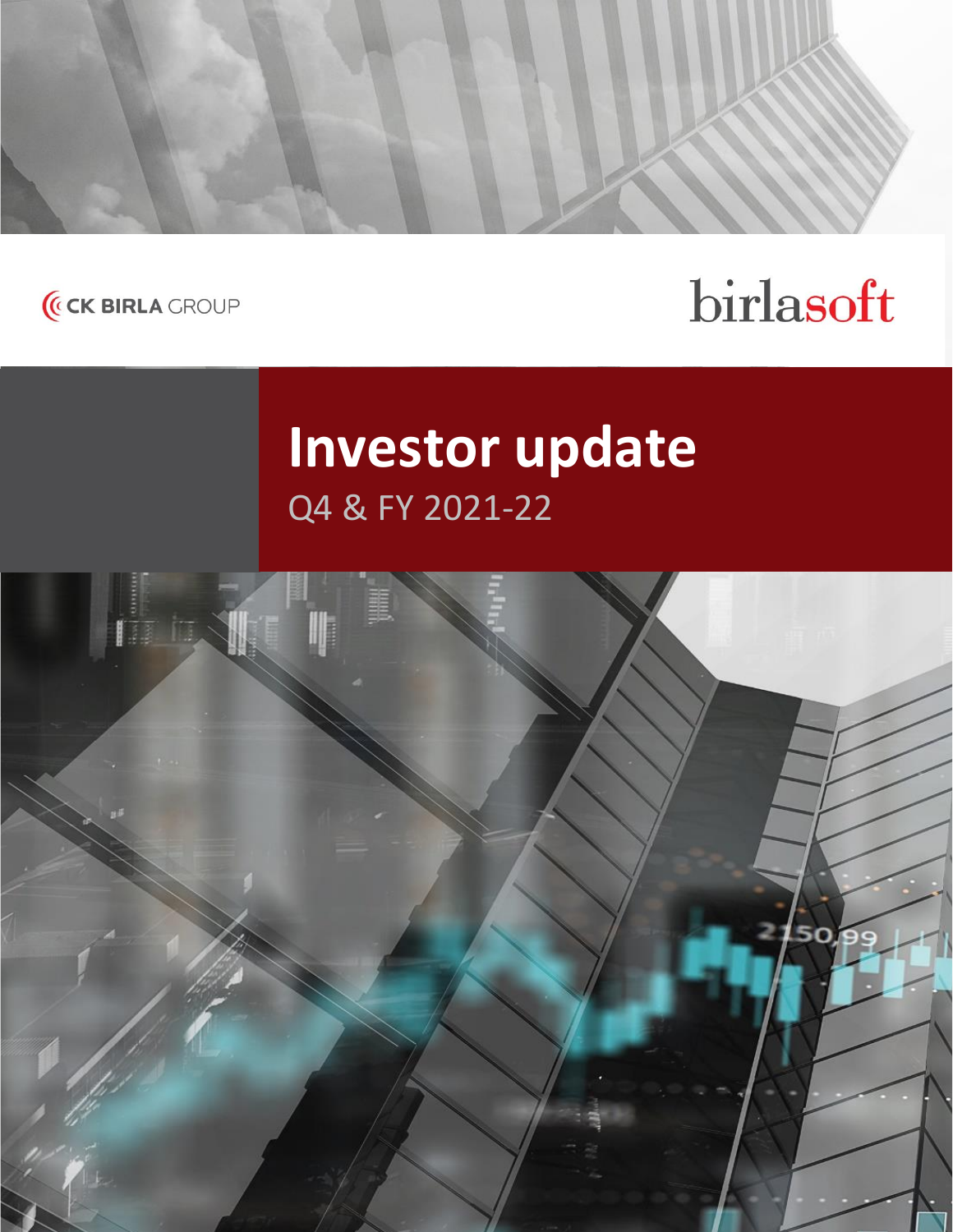CK BIRLA GROUP

birlasoft

# Investor update

Q4 & FY 2021-22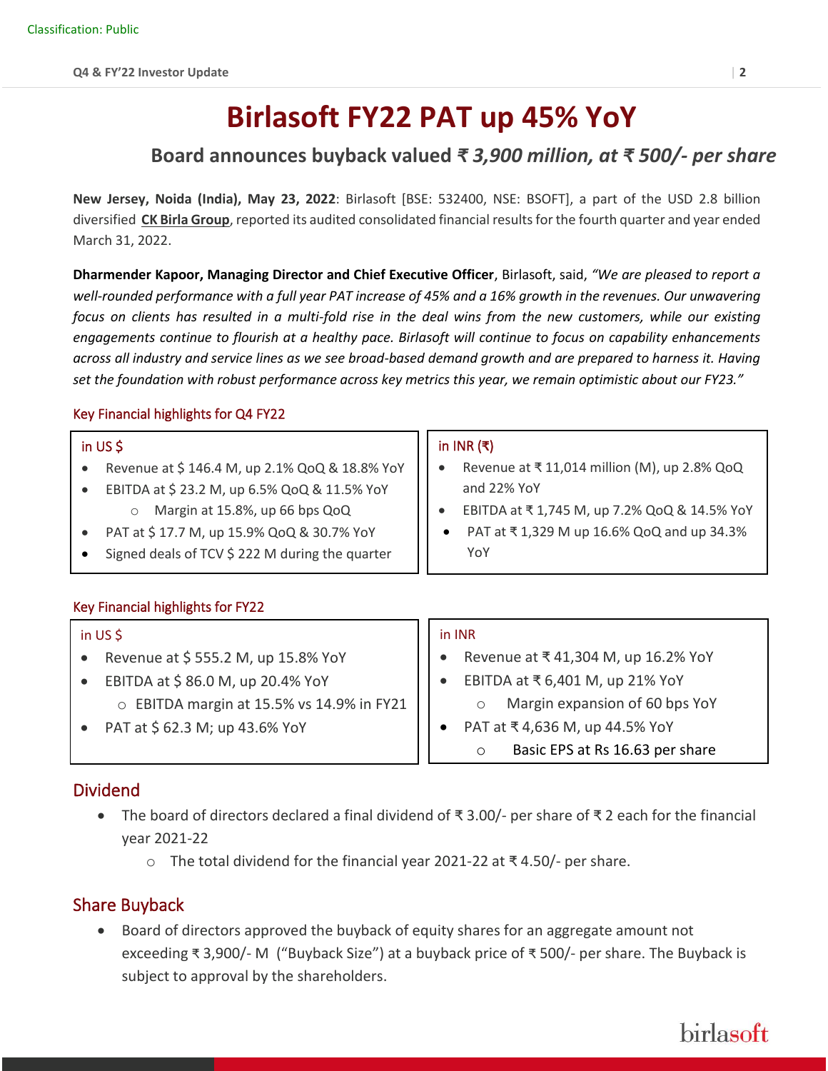# Birlasoft FY22 PAT up 45% YoY

## Board announces buyback valued ₹ *3,900 million, at ₹ 500/- per share*

**New Jersey, Noida (India), May 23, 2022**: Birlasoft [BSE: 532400, NSE: BSOFT], a part of the USD 2.8 billion diversified **CK Birla Group**, reported its audited consolidated financial results for the fourth quarter and year ended March 31, 2022.

**Dharmender Kapoor, Managing Director and Chief Executive Officer**, Birlasoft, said, *"We are pleased to report a well-rounded performance with a full year PAT increase of 45% and a 16% growth in the revenues. Our unwavering focus on clients has resulted in a multi-fold rise in the deal wins from the new customers, while our existing engagements continue to flourish at a healthy pace. Birlasoft will continue to focus on capability enhancements across all industry and service lines as we see broad-based demand growth and are prepared to harness it. Having set the foundation with robust performance across key metrics this year, we remain optimistic about our FY23."*

### Key Financial highlights for Q4 FY22

**in US $**

- Revenue at $ 146.4 M, up 2.1% QoQ & 18.8% YoY
- EBITDA at $ 23.2 M, up 6.5% QoQ & 11.5% YoY
  - Margin at 15.8%, up 66 bps QoQ
- PAT at $ 17.7 M, up 15.9% QoQ & 30.7% YoY
- Signed deals of TCV $ 222 M during the quarter

**in INR (₹)**

- Revenue at ₹ 11,014 million (M), up 2.8% QoQ and 22% YoY
- EBITDA at ₹ 1,745 M, up 7.2% QoQ & 14.5% YoY
- PAT at ₹ 1,329 M up 16.6% QoQ and up 34.3% YoY

### Key Financial highlights for FY22

**in US $**

- Revenue at $ 555.2 M, up 15.8% YoY
- EBITDA at $ 86.0 M, up 20.4% YoY
  - EBITDA margin at 15.5% vs 14.9% in FY21
- PAT at $ 62.3 M; up 43.6% YoY

**in INR**

- Revenue at ₹ 41,304 M, up 16.2% YoY
- EBITDA at ₹ 6,401 M, up 21% YoY
  - Margin expansion of 60 bps YoY
- PAT at ₹ 4,636 M, up 44.5% YoY
  - Basic EPS at Rs 16.63 per share

## Dividend

- The board of directors declared a final dividend of ₹ 3.00/- per share of ₹ 2 each for the financial year 2021-22
  - The total dividend for the financial year 2021-22 at ₹ 4.50/- per share.

## Share Buyback

- Board of directors approved the buyback of equity shares for an aggregate amount not exceeding ₹ 3,900/- M ("Buyback Size") at a buyback price of ₹ 500/- per share. The Buyback is subject to approval by the shareholders.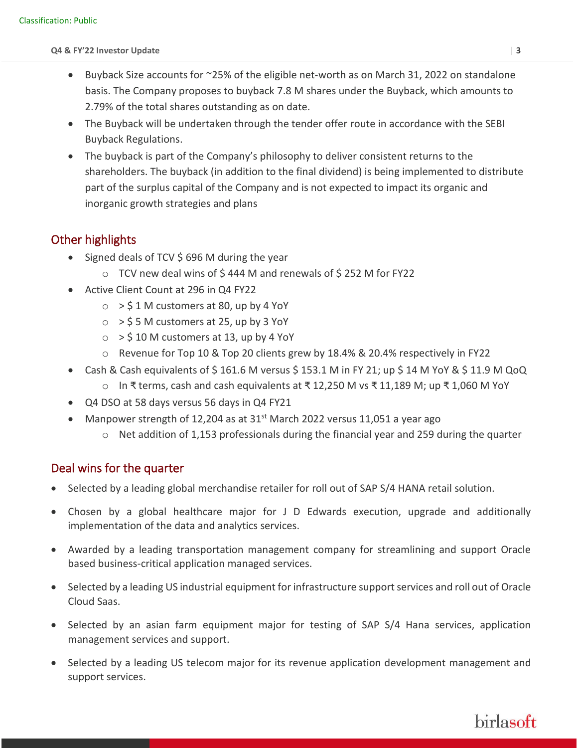- Buyback Size accounts for ~25% of the eligible net-worth as on March 31, 2022 on standalone basis. The Company proposes to buyback 7.8 M shares under the Buyback, which amounts to 2.79% of the total shares outstanding as on date.
- The Buyback will be undertaken through the tender offer route in accordance with the SEBI Buyback Regulations.
- The buyback is part of the Company's philosophy to deliver consistent returns to the shareholders. The buyback (in addition to the final dividend) is being implemented to distribute part of the surplus capital of the Company and is not expected to impact its organic and inorganic growth strategies and plans

## Other highlights

- Signed deals of TCV $ 696 M during the year
  - TCV new deal wins of $ 444 M and renewals of $ 252 M for FY22
- Active Client Count at 296 in Q4 FY22
  - > $ 1 M customers at 80, up by 4 YoY
  - > $ 5 M customers at 25, up by 3 YoY
  - > $ 10 M customers at 13, up by 4 YoY
  - Revenue for Top 10 & Top 20 clients grew by 18.4% & 20.4% respectively in FY22
- Cash & Cash equivalents of $ 161.6 M versus $ 153.1 M in FY 21; up $ 14 M YoY & $ 11.9 M QoQ
  - In ₹ terms, cash and cash equivalents at ₹ 12,250 M vs ₹ 11,189 M; up ₹ 1,060 M YoY
- Q4 DSO at 58 days versus 56 days in Q4 FY21
- Manpower strength of 12,204 as at 31st March 2022 versus 11,051 a year ago
  - Net addition of 1,153 professionals during the financial year and 259 during the quarter

## Deal wins for the quarter

- Selected by a leading global merchandise retailer for roll out of SAP S/4 HANA retail solution.
- Chosen by a global healthcare major for J D Edwards execution, upgrade and additionally implementation of the data and analytics services.
- Awarded by a leading transportation management company for streamlining and support Oracle based business-critical application managed services.
- Selected by a leading US industrial equipment for infrastructure support services and roll out of Oracle Cloud Saas.
- Selected by an asian farm equipment major for testing of SAP S/4 Hana services, application management services and support.
- Selected by a leading US telecom major for its revenue application development management and support services.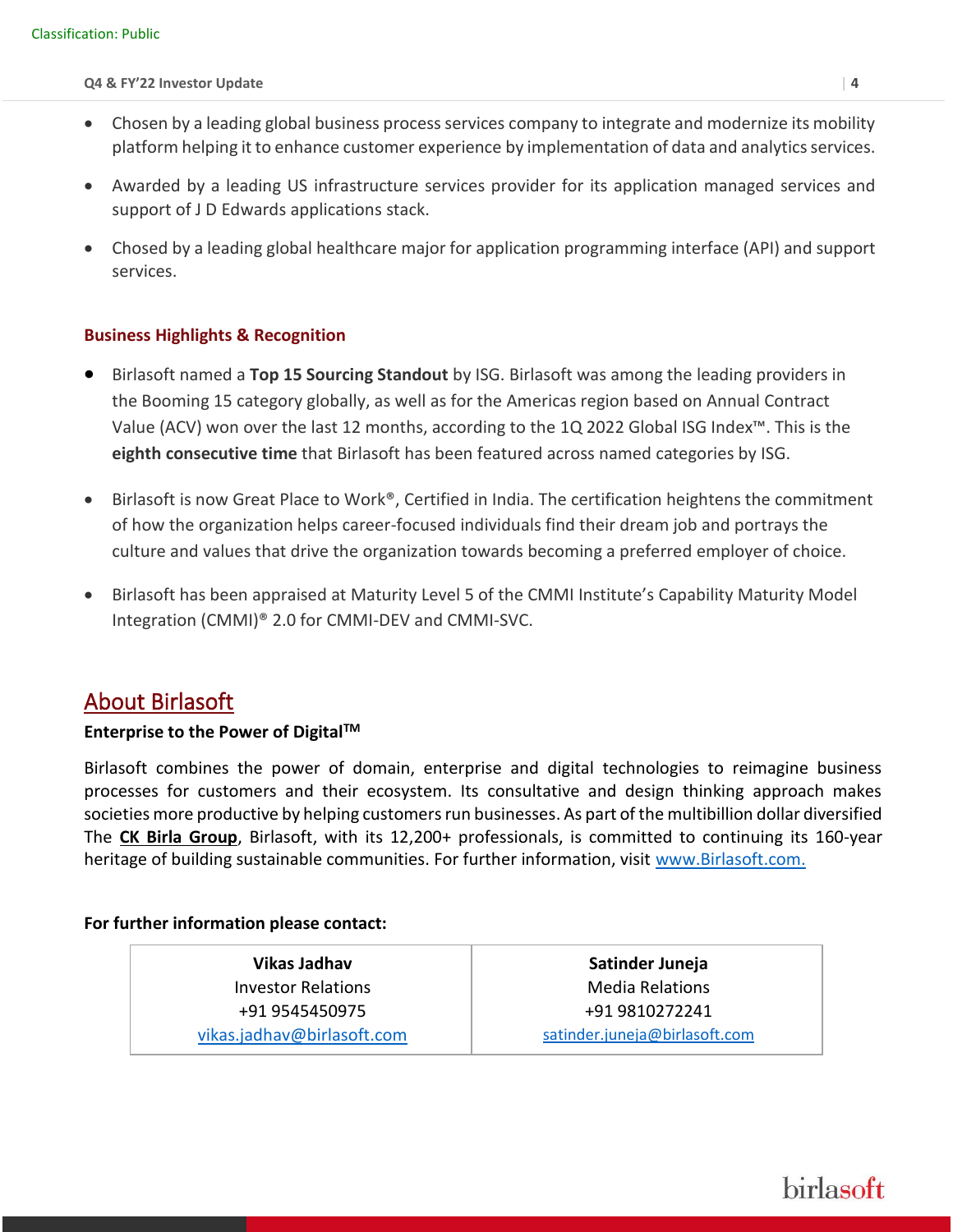- Chosen by a leading global business process services company to integrate and modernize its mobility platform helping it to enhance customer experience by implementation of data and analytics services.
- Awarded by a leading US infrastructure services provider for its application managed services and support of J D Edwards applications stack.
- Chosed by a leading global healthcare major for application programming interface (API) and support services.

### Business Highlights & Recognition

- Birlasoft named a **Top 15 Sourcing Standout** by ISG. Birlasoft was among the leading providers in the Booming 15 category globally, as well as for the Americas region based on Annual Contract Value (ACV) won over the last 12 months, according to the 1Q 2022 Global ISG Index™. This is the **eighth consecutive time** that Birlasoft has been featured across named categories by ISG.
- Birlasoft is now Great Place to Work®, Certified in India. The certification heightens the commitment of how the organization helps career-focused individuals find their dream job and portrays the culture and values that drive the organization towards becoming a preferred employer of choice.
- Birlasoft has been appraised at Maturity Level 5 of the CMMI Institute's Capability Maturity Model Integration (CMMI)® 2.0 for CMMI-DEV and CMMI-SVC.

## About Birlasoft

**Enterprise to the Power of Digital™**

Birlasoft combines the power of domain, enterprise and digital technologies to reimagine business processes for customers and their ecosystem. Its consultative and design thinking approach makes societies more productive by helping customers run businesses. As part of the multibillion dollar diversified The **CK Birla Group**, Birlasoft, with its 12,200+ professionals, is committed to continuing its 160-year heritage of building sustainable communities. For further information, visit www.Birlasoft.com.

**For further information please contact:**

| Vikas Jadhav | Satinder Juneja |
|---|---|
| Investor Relations | Media Relations |
| +91 9545450975 | +91 9810272241 |
| vikas.jadhav@birlasoft.com | satinder.juneja@birlasoft.com |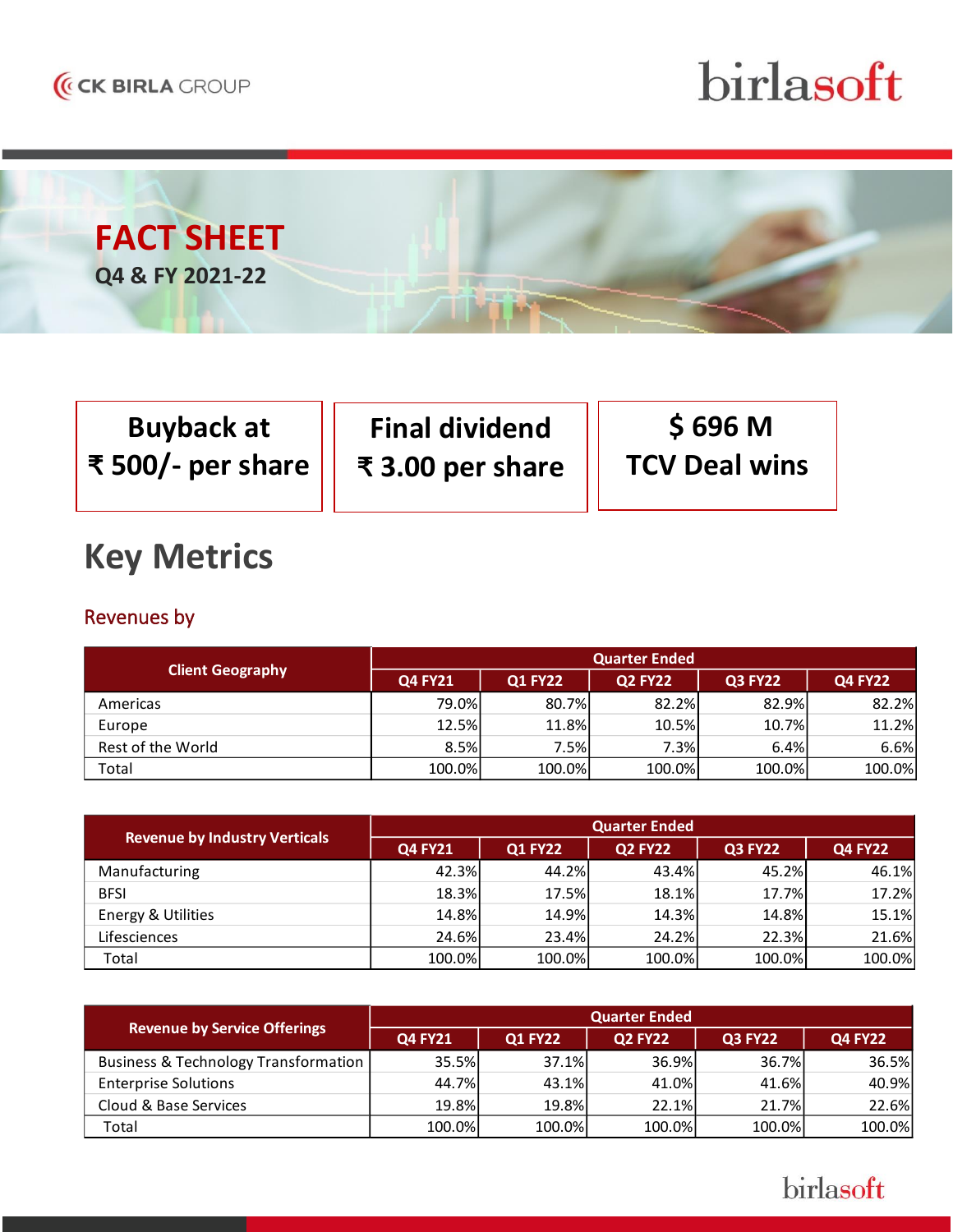# FACT SHEET

**Q4 & FY 2021-22**

| Buyback at ₹ 500/- per share | Final dividend ₹ 3.00 per share | $ 696 M TCV Deal wins |
|---|---|---|

## Key Metrics

### Revenues by

| Client Geography | Quarter Ended | | | | |
|---|---|---|---|---|---|
| | Q4 FY21 | Q1 FY22 | Q2 FY22 | Q3 FY22 | Q4 FY22 |
| Americas | 79.0% | 80.7% | 82.2% | 82.9% | 82.2% |
| Europe | 12.5% | 11.8% | 10.5% | 10.7% | 11.2% |
| Rest of the World | 8.5% | 7.5% | 7.3% | 6.4% | 6.6% |
| Total | 100.0% | 100.0% | 100.0% | 100.0% | 100.0% |

| Revenue by Industry Verticals | Quarter Ended | | | | |
|---|---|---|---|---|---|
| | Q4 FY21 | Q1 FY22 | Q2 FY22 | Q3 FY22 | Q4 FY22 |
| Manufacturing | 42.3% | 44.2% | 43.4% | 45.2% | 46.1% |
| BFSI | 18.3% | 17.5% | 18.1% | 17.7% | 17.2% |
| Energy & Utilities | 14.8% | 14.9% | 14.3% | 14.8% | 15.1% |
| Lifesciences | 24.6% | 23.4% | 24.2% | 22.3% | 21.6% |
| Total | 100.0% | 100.0% | 100.0% | 100.0% | 100.0% |

| Revenue by Service Offerings | Quarter Ended | | | | |
|---|---|---|---|---|---|
| | Q4 FY21 | Q1 FY22 | Q2 FY22 | Q3 FY22 | Q4 FY22 |
| Business & Technology Transformation | 35.5% | 37.1% | 36.9% | 36.7% | 36.5% |
| Enterprise Solutions | 44.7% | 43.1% | 41.0% | 41.6% | 40.9% |
| Cloud & Base Services | 19.8% | 19.8% | 22.1% | 21.7% | 22.6% |
| Total | 100.0% | 100.0% | 100.0% | 100.0% | 100.0% |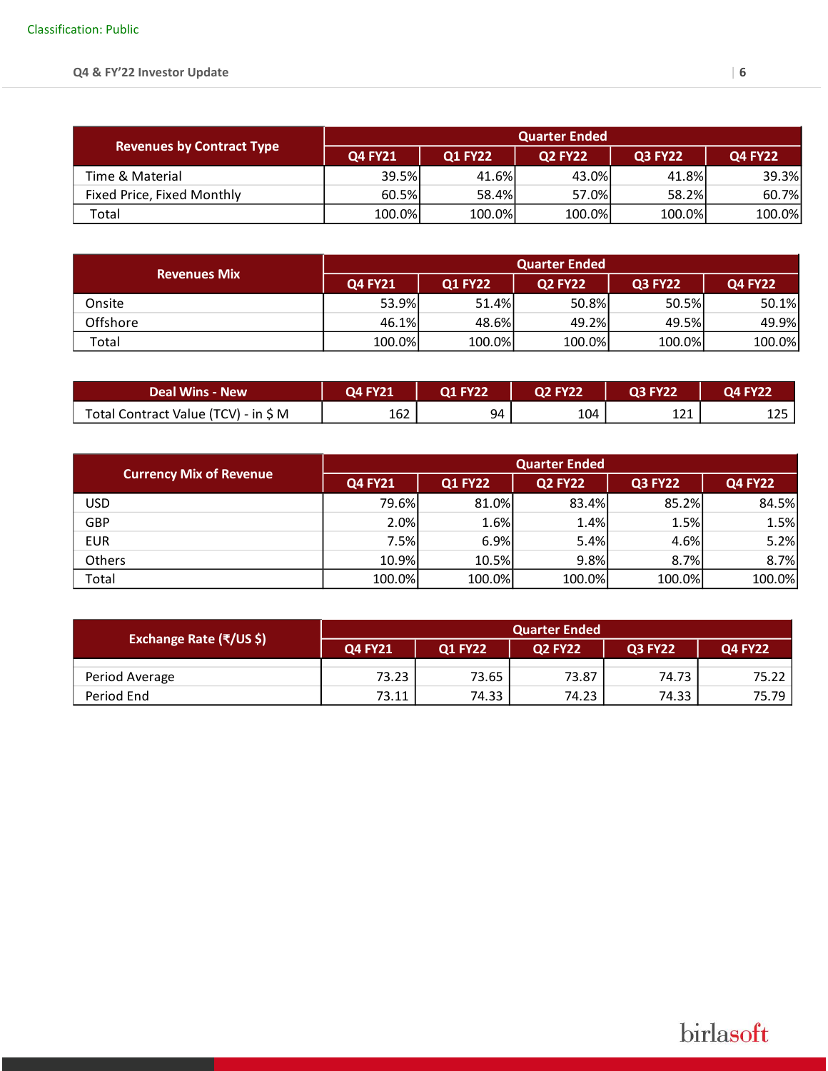| Revenues by Contract Type | Quarter Ended | | | | |
|---|---|---|---|---|---|
| | Q4 FY21 | Q1 FY22 | Q2 FY22 | Q3 FY22 | Q4 FY22 |
| Time & Material | 39.5% | 41.6% | 43.0% | 41.8% | 39.3% |
| Fixed Price, Fixed Monthly | 60.5% | 58.4% | 57.0% | 58.2% | 60.7% |
| Total | 100.0% | 100.0% | 100.0% | 100.0% | 100.0% |

| Revenues Mix | Quarter Ended | | | | |
|---|---|---|---|---|---|
| | Q4 FY21 | Q1 FY22 | Q2 FY22 | Q3 FY22 | Q4 FY22 |
| Onsite | 53.9% | 51.4% | 50.8% | 50.5% | 50.1% |
| Offshore | 46.1% | 48.6% | 49.2% | 49.5% | 49.9% |
| Total | 100.0% | 100.0% | 100.0% | 100.0% | 100.0% |

| Deal Wins - New | Q4 FY21 | Q1 FY22 | Q2 FY22 | Q3 FY22 | Q4 FY22 |
|---|---|---|---|---|---|
| Total Contract Value (TCV) - in $ M | 162 | 94 | 104 | 121 | 125 |

| Currency Mix of Revenue | Quarter Ended | | | | |
|---|---|---|---|---|---|
| | Q4 FY21 | Q1 FY22 | Q2 FY22 | Q3 FY22 | Q4 FY22 |
| USD | 79.6% | 81.0% | 83.4% | 85.2% | 84.5% |
| GBP | 2.0% | 1.6% | 1.4% | 1.5% | 1.5% |
| EUR | 7.5% | 6.9% | 5.4% | 4.6% | 5.2% |
| Others | 10.9% | 10.5% | 9.8% | 8.7% | 8.7% |
| Total | 100.0% | 100.0% | 100.0% | 100.0% | 100.0% |

| Exchange Rate (₹/US $) | Quarter Ended | | | | |
|---|---|---|---|---|---|
| | Q4 FY21 | Q1 FY22 | Q2 FY22 | Q3 FY22 | Q4 FY22 |
| Period Average | 73.23 | 73.65 | 73.87 | 74.73 | 75.22 |
| Period End | 73.11 | 74.33 | 74.23 | 74.33 | 75.79 |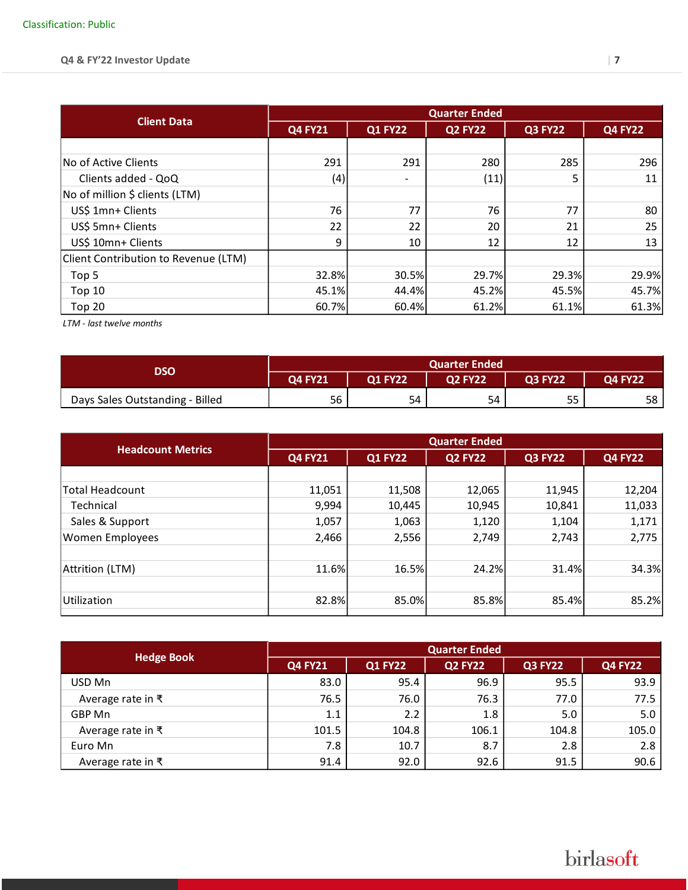| Client Data | Quarter Ended | | | | |
|---|---|---|---|---|---|
| | Q4 FY21 | Q1 FY22 | Q2 FY22 | Q3 FY22 | Q4 FY22 |
| No of Active Clients | 291 | 291 | 280 | 285 | 296 |
| Clients added - QoQ | (4) | - | (11) | 5 | 11 |
| No of million $ clients (LTM) | | | | | |
| US$ 1mn+ Clients | 76 | 77 | 76 | 77 | 80 |
| US$ 5mn+ Clients | 22 | 22 | 20 | 21 | 25 |
| US$ 10mn+ Clients | 9 | 10 | 12 | 12 | 13 |
| Client Contribution to Revenue (LTM) | | | | | |
| Top 5 | 32.8% | 30.5% | 29.7% | 29.3% | 29.9% |
| Top 10 | 45.1% | 44.4% | 45.2% | 45.5% | 45.7% |
| Top 20 | 60.7% | 60.4% | 61.2% | 61.1% | 61.3% |

*LTM - last twelve months*

| DSO | Quarter Ended | | | | |
|---|---|---|---|---|---|
| | Q4 FY21 | Q1 FY22 | Q2 FY22 | Q3 FY22 | Q4 FY22 |
| Days Sales Outstanding - Billed | 56 | 54 | 54 | 55 | 58 |

| Headcount Metrics | Quarter Ended | | | | |
|---|---|---|---|---|---|
| | Q4 FY21 | Q1 FY22 | Q2 FY22 | Q3 FY22 | Q4 FY22 |
| Total Headcount | 11,051 | 11,508 | 12,065 | 11,945 | 12,204 |
| Technical | 9,994 | 10,445 | 10,945 | 10,841 | 11,033 |
| Sales & Support | 1,057 | 1,063 | 1,120 | 1,104 | 1,171 |
| Women Employees | 2,466 | 2,556 | 2,749 | 2,743 | 2,775 |
| Attrition (LTM) | 11.6% | 16.5% | 24.2% | 31.4% | 34.3% |
| Utilization | 82.8% | 85.0% | 85.8% | 85.4% | 85.2% |

| Hedge Book | Quarter Ended | | | | |
|---|---|---|---|---|---|
| | Q4 FY21 | Q1 FY22 | Q2 FY22 | Q3 FY22 | Q4 FY22 |
| USD Mn | 83.0 | 95.4 | 96.9 | 95.5 | 93.9 |
| Average rate in ₹ | 76.5 | 76.0 | 76.3 | 77.0 | 77.5 |
| GBP Mn | 1.1 | 2.2 | 1.8 | 5.0 | 5.0 |
| Average rate in ₹ | 101.5 | 104.8 | 106.1 | 104.8 | 105.0 |
| Euro Mn | 7.8 | 10.7 | 8.7 | 2.8 | 2.8 |
| Average rate in ₹ | 91.4 | 92.0 | 92.6 | 91.5 | 90.6 |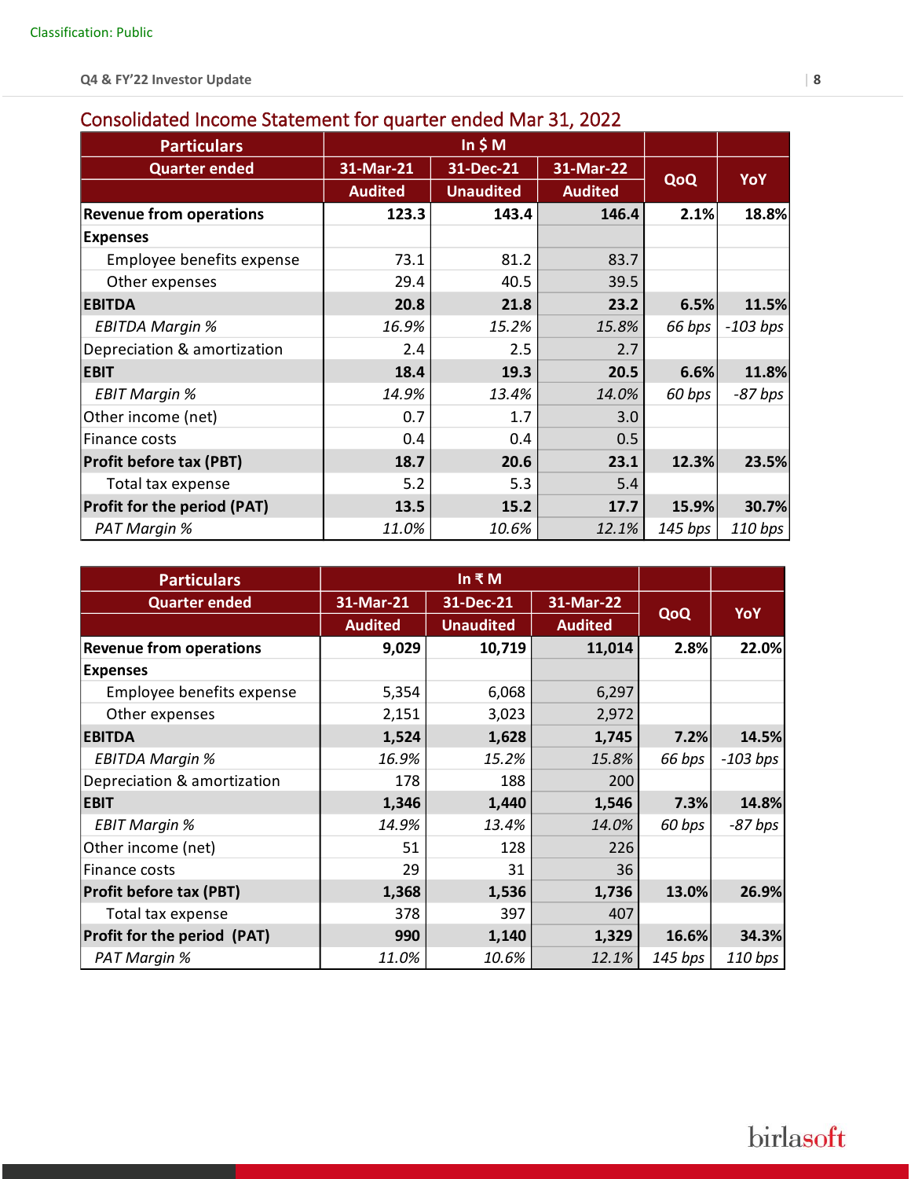## Consolidated Income Statement for quarter ended Mar 31, 2022

| Particulars | In $ M | | | | |
|---|---|---|---|---|---|
| Quarter ended | 31-Mar-21 | 31-Dec-21 | 31-Mar-22 | QoQ | YoY |
| | Audited | Unaudited | Audited | | |
| **Revenue from operations** | **123.3** | **143.4** | **146.4** | **2.1%** | **18.8%** |
| **Expenses** | | | | | |
| Employee benefits expense | 73.1 | 81.2 | 83.7 | | |
| Other expenses | 29.4 | 40.5 | 39.5 | | |
| **EBITDA** | **20.8** | **21.8** | **23.2** | **6.5%** | **11.5%** |
| *EBITDA Margin %* | *16.9%* | *15.2%* | *15.8%* | *66 bps* | *-103 bps* |
| Depreciation & amortization | 2.4 | 2.5 | 2.7 | | |
| **EBIT** | **18.4** | **19.3** | **20.5** | **6.6%** | **11.8%** |
| *EBIT Margin %* | *14.9%* | *13.4%* | *14.0%* | *60 bps* | *-87 bps* |
| Other income (net) | 0.7 | 1.7 | 3.0 | | |
| Finance costs | 0.4 | 0.4 | 0.5 | | |
| **Profit before tax (PBT)** | **18.7** | **20.6** | **23.1** | **12.3%** | **23.5%** |
| Total tax expense | 5.2 | 5.3 | 5.4 | | |
| **Profit for the period (PAT)** | **13.5** | **15.2** | **17.7** | **15.9%** | **30.7%** |
| *PAT Margin %* | *11.0%* | *10.6%* | *12.1%* | *145 bps* | *110 bps* |

| Particulars | In ₹ M | | | | |
|---|---|---|---|---|---|
| Quarter ended | 31-Mar-21 | 31-Dec-21 | 31-Mar-22 | QoQ | YoY |
| | Audited | Unaudited | Audited | | |
| **Revenue from operations** | **9,029** | **10,719** | **11,014** | **2.8%** | **22.0%** |
| **Expenses** | | | | | |
| Employee benefits expense | 5,354 | 6,068 | 6,297 | | |
| Other expenses | 2,151 | 3,023 | 2,972 | | |
| **EBITDA** | **1,524** | **1,628** | **1,745** | **7.2%** | **14.5%** |
| *EBITDA Margin %* | *16.9%* | *15.2%* | *15.8%* | *66 bps* | *-103 bps* |
| Depreciation & amortization | 178 | 188 | 200 | | |
| **EBIT** | **1,346** | **1,440** | **1,546** | **7.3%** | **14.8%** |
| *EBIT Margin %* | *14.9%* | *13.4%* | *14.0%* | *60 bps* | *-87 bps* |
| Other income (net) | 51 | 128 | 226 | | |
| Finance costs | 29 | 31 | 36 | | |
| **Profit before tax (PBT)** | **1,368** | **1,536** | **1,736** | **13.0%** | **26.9%** |
| Total tax expense | 378 | 397 | 407 | | |
| **Profit for the period (PAT)** | **990** | **1,140** | **1,329** | **16.6%** | **34.3%** |
| *PAT Margin %* | *11.0%* | *10.6%* | *12.1%* | *145 bps* | *110 bps* |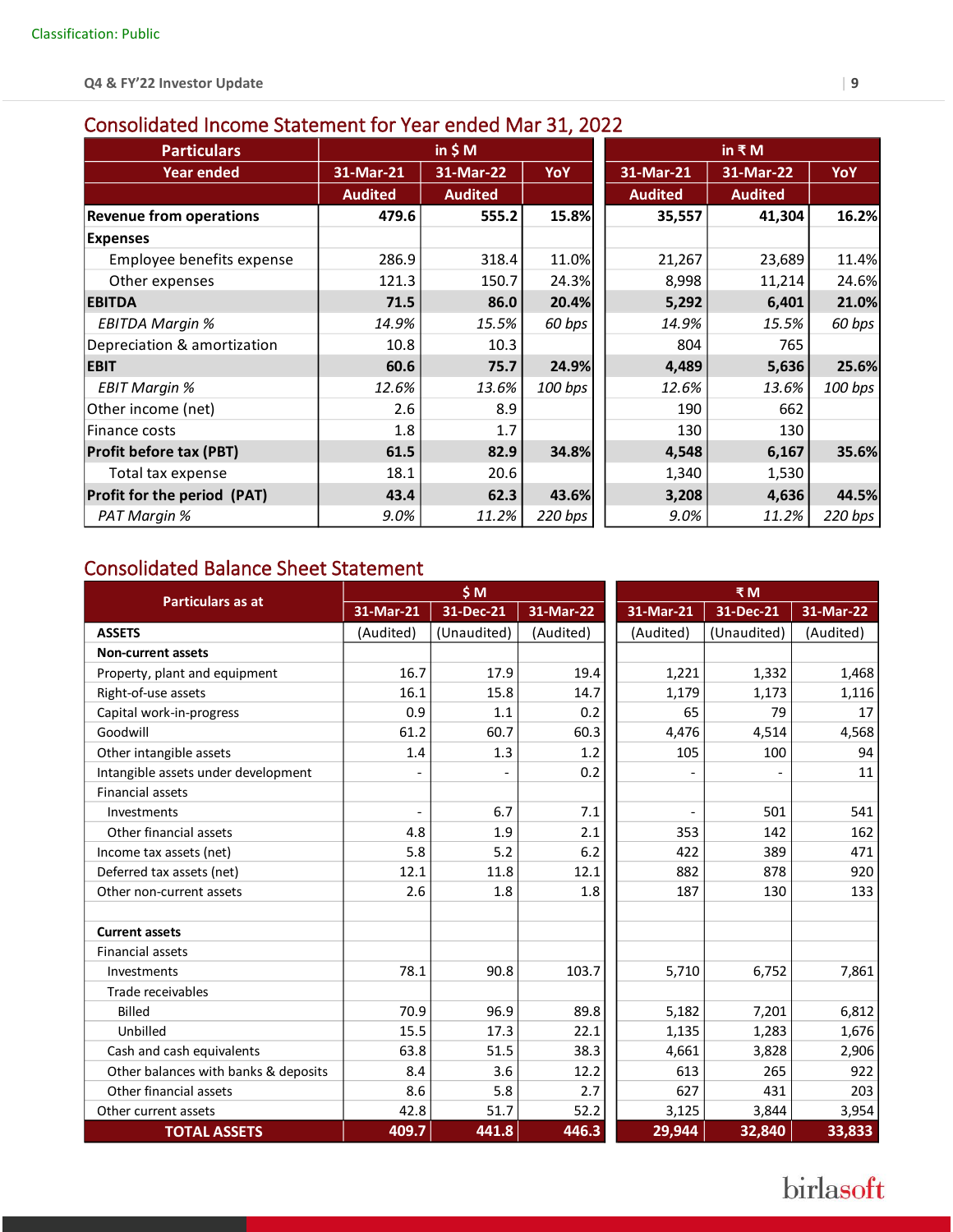Classification: Public

## Consolidated Income Statement for Year ended Mar 31, 2022

| Particulars | in $ M | | | in ₹ M | | |
|---|---|---|---|---|---|---|
| Year ended | 31-Mar-21 | 31-Mar-22 | YoY | 31-Mar-21 | 31-Mar-22 | YoY |
| | Audited | Audited | | Audited | Audited | |
| **Revenue from operations** | **479.6** | **555.2** | **15.8%** | **35,557** | **41,304** | **16.2%** |
| **Expenses** | | | | | | |
| Employee benefits expense | 286.9 | 318.4 | 11.0% | 21,267 | 23,689 | 11.4% |
| Other expenses | 121.3 | 150.7 | 24.3% | 8,998 | 11,214 | 24.6% |
| **EBITDA** | **71.5** | **86.0** | **20.4%** | **5,292** | **6,401** | **21.0%** |
| *EBITDA Margin %* | *14.9%* | *15.5%* | *60 bps* | *14.9%* | *15.5%* | *60 bps* |
| Depreciation & amortization | 10.8 | 10.3 | | 804 | 765 | |
| **EBIT** | **60.6** | **75.7** | **24.9%** | **4,489** | **5,636** | **25.6%** |
| *EBIT Margin %* | *12.6%* | *13.6%* | *100 bps* | *12.6%* | *13.6%* | *100 bps* |
| Other income (net) | 2.6 | 8.9 | | 190 | 662 | |
| Finance costs | 1.8 | 1.7 | | 130 | 130 | |
| **Profit before tax (PBT)** | **61.5** | **82.9** | **34.8%** | **4,548** | **6,167** | **35.6%** |
| Total tax expense | 18.1 | 20.6 | | 1,340 | 1,530 | |
| **Profit for the period (PAT)** | **43.4** | **62.3** | **43.6%** | **3,208** | **4,636** | **44.5%** |
| *PAT Margin %* | *9.0%* | *11.2%* | *220 bps* | *9.0%* | *11.2%* | *220 bps* |

## Consolidated Balance Sheet Statement

| Particulars as at | $ M | | | ₹ M | | |
|---|---|---|---|---|---|---|
| | 31-Mar-21 | 31-Dec-21 | 31-Mar-22 | 31-Mar-21 | 31-Dec-21 | 31-Mar-22 |
| **ASSETS** | (Audited) | (Unaudited) | (Audited) | (Audited) | (Unaudited) | (Audited) |
| **Non-current assets** | | | | | | |
| Property, plant and equipment | 16.7 | 17.9 | 19.4 | 1,221 | 1,332 | 1,468 |
| Right-of-use assets | 16.1 | 15.8 | 14.7 | 1,179 | 1,173 | 1,116 |
| Capital work-in-progress | 0.9 | 1.1 | 0.2 | 65 | 79 | 17 |
| Goodwill | 61.2 | 60.7 | 60.3 | 4,476 | 4,514 | 4,568 |
| Other intangible assets | 1.4 | 1.3 | 1.2 | 105 | 100 | 94 |
| Intangible assets under development | - | - | 0.2 | - | - | 11 |
| Financial assets | | | | | | |
| Investments | - | 6.7 | 7.1 | - | 501 | 541 |
| Other financial assets | 4.8 | 1.9 | 2.1 | 353 | 142 | 162 |
| Income tax assets (net) | 5.8 | 5.2 | 6.2 | 422 | 389 | 471 |
| Deferred tax assets (net) | 12.1 | 11.8 | 12.1 | 882 | 878 | 920 |
| Other non-current assets | 2.6 | 1.8 | 1.8 | 187 | 130 | 133 |
| | | | | | | |
| **Current assets** | | | | | | |
| Financial assets | | | | | | |
| Investments | 78.1 | 90.8 | 103.7 | 5,710 | 6,752 | 7,861 |
| Trade receivables | | | | | | |
| Billed | 70.9 | 96.9 | 89.8 | 5,182 | 7,201 | 6,812 |
| Unbilled | 15.5 | 17.3 | 22.1 | 1,135 | 1,283 | 1,676 |
| Cash and cash equivalents | 63.8 | 51.5 | 38.3 | 4,661 | 3,828 | 2,906 |
| Other balances with banks & deposits | 8.4 | 3.6 | 12.2 | 613 | 265 | 922 |
| Other financial assets | 8.6 | 5.8 | 2.7 | 627 | 431 | 203 |
| Other current assets | 42.8 | 51.7 | 52.2 | 3,125 | 3,844 | 3,954 |
| **TOTAL ASSETS** | **409.7** | **441.8** | **446.3** | **29,944** | **32,840** | **33,833** |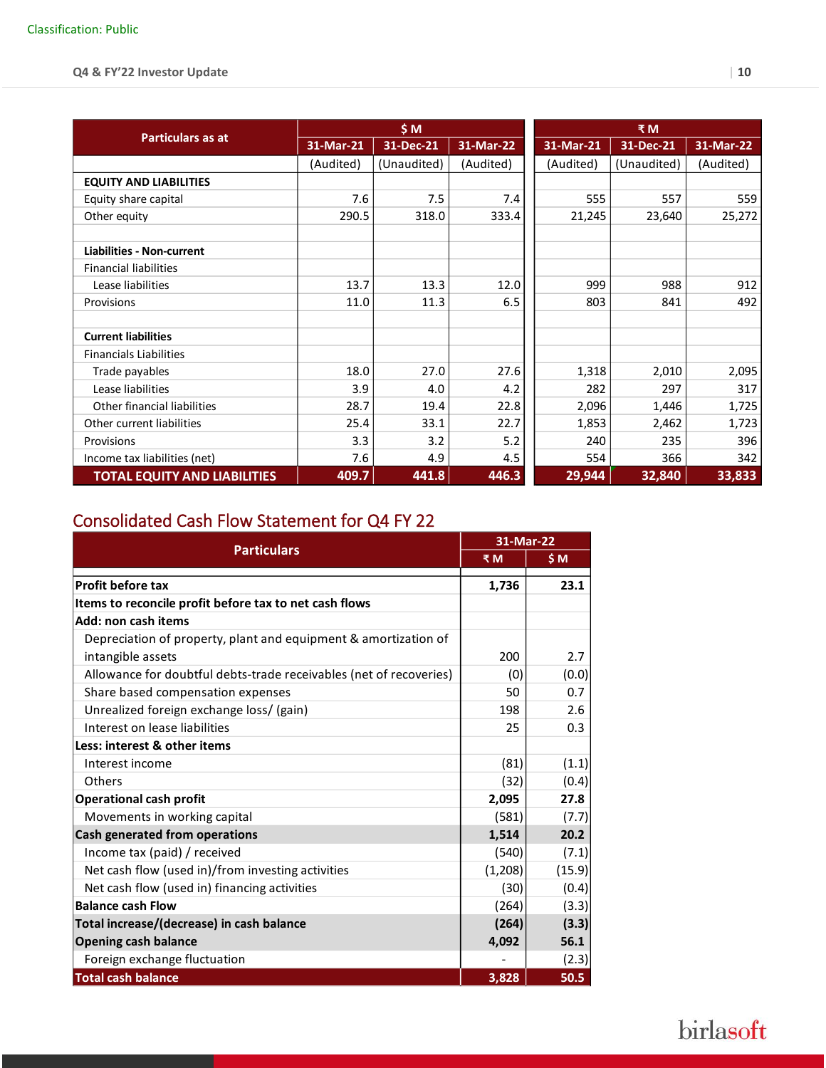Classification: Public

| Particulars as at | $ M | | | ₹ M | | |
|---|---|---|---|---|---|---|
| | 31-Mar-21 | 31-Dec-21 | 31-Mar-22 | 31-Mar-21 | 31-Dec-21 | 31-Mar-22 |
| | (Audited) | (Unaudited) | (Audited) | (Audited) | (Unaudited) | (Audited) |
| **EQUITY AND LIABILITIES** | | | | | | |
| Equity share capital | 7.6 | 7.5 | 7.4 | 555 | 557 | 559 |
| Other equity | 290.5 | 318.0 | 333.4 | 21,245 | 23,640 | 25,272 |
| | | | | | | |
| **Liabilities - Non-current** | | | | | | |
| Financial liabilities | | | | | | |
| Lease liabilities | 13.7 | 13.3 | 12.0 | 999 | 988 | 912 |
| Provisions | 11.0 | 11.3 | 6.5 | 803 | 841 | 492 |
| | | | | | | |
| **Current liabilities** | | | | | | |
| Financials Liabilities | | | | | | |
| Trade payables | 18.0 | 27.0 | 27.6 | 1,318 | 2,010 | 2,095 |
| Lease liabilities | 3.9 | 4.0 | 4.2 | 282 | 297 | 317 |
| Other financial liabilities | 28.7 | 19.4 | 22.8 | 2,096 | 1,446 | 1,725 |
| Other current liabilities | 25.4 | 33.1 | 22.7 | 1,853 | 2,462 | 1,723 |
| Provisions | 3.3 | 3.2 | 5.2 | 240 | 235 | 396 |
| Income tax liabilities (net) | 7.6 | 4.9 | 4.5 | 554 | 366 | 342 |
| **TOTAL EQUITY AND LIABILITIES** | **409.7** | **441.8** | **446.3** | **29,944** | **32,840** | **33,833** |

## Consolidated Cash Flow Statement for Q4 FY 22

| Particulars | 31-Mar-22 | |
|---|---|---|
| | ₹ M | $ M |
| **Profit before tax** | **1,736** | **23.1** |
| **Items to reconcile profit before tax to net cash flows** | | |
| **Add: non cash items** | | |
| Depreciation of property, plant and equipment & amortization of intangible assets | 200 | 2.7 |
| Allowance for doubtful debts-trade receivables (net of recoveries) | (0) | (0.0) |
| Share based compensation expenses | 50 | 0.7 |
| Unrealized foreign exchange loss/ (gain) | 198 | 2.6 |
| Interest on lease liabilities | 25 | 0.3 |
| **Less: interest & other items** | | |
| Interest income | (81) | (1.1) |
| Others | (32) | (0.4) |
| **Operational cash profit** | **2,095** | **27.8** |
| Movements in working capital | (581) | (7.7) |
| **Cash generated from operations** | **1,514** | **20.2** |
| Income tax (paid) / received | (540) | (7.1) |
| Net cash flow (used in)/from investing activities | (1,208) | (15.9) |
| Net cash flow (used in) financing activities | (30) | (0.4) |
| **Balance cash Flow** | (264) | (3.3) |
| **Total increase/(decrease) in cash balance** | **(264)** | **(3.3)** |
| **Opening cash balance** | **4,092** | **56.1** |
| Foreign exchange fluctuation | - | (2.3) |
| **Total cash balance** | **3,828** | **50.5** |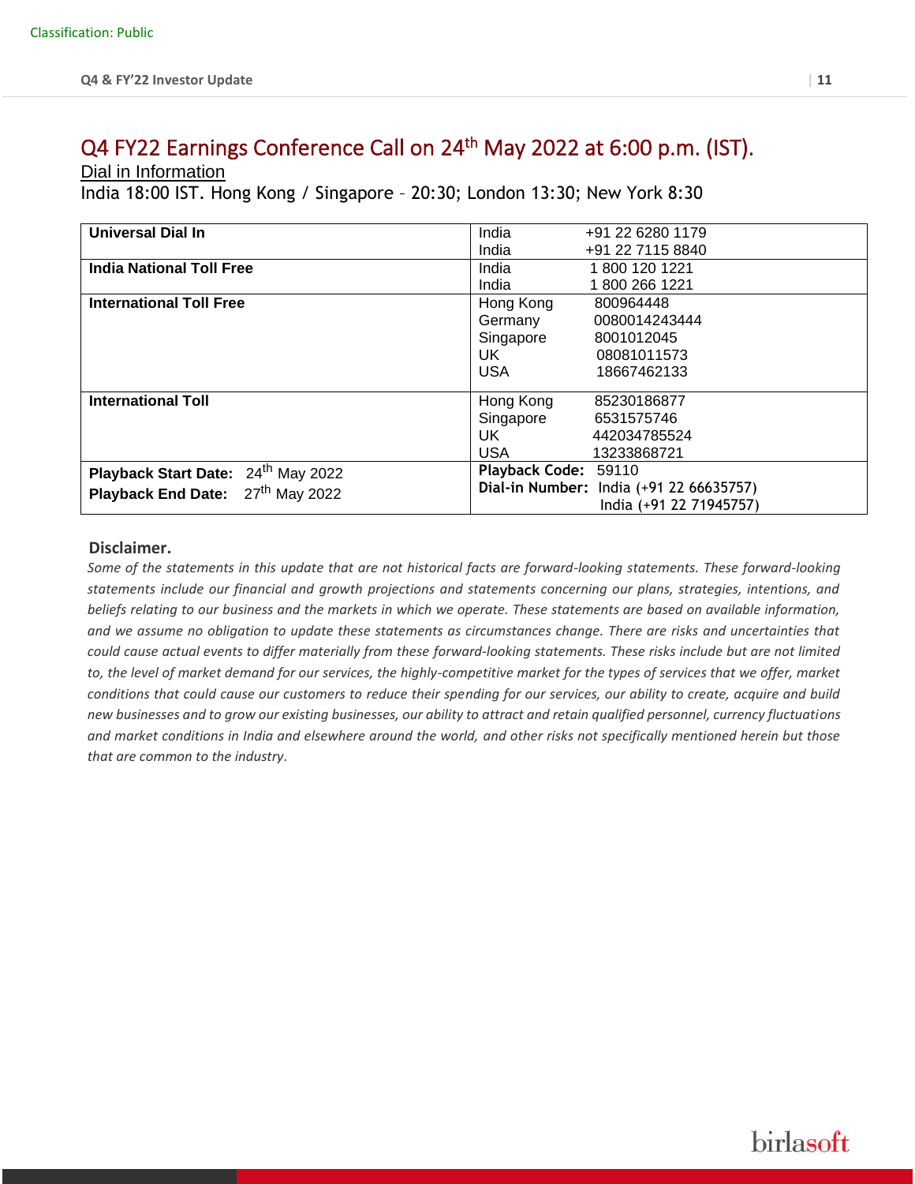Classification: Public

# Q4 FY22 Earnings Conference Call on 24th May 2022 at 6:00 p.m. (IST).

Dial in Information

India 18:00 IST. Hong Kong / Singapore – 20:30; London 13:30; New York 8:30

| | |
|---|---|
| **Universal Dial In** | India +91 22 6280 1179<br>India +91 22 7115 8840 |
| **India National Toll Free** | India 1 800 120 1221<br>India 1 800 266 1221 |
| **International Toll Free** | Hong Kong 800964448<br>Germany 0080014243444<br>Singapore 8001012045<br>UK 08081011573<br>USA 18667462133 |
| **International Toll** | Hong Kong 85230186877<br>Singapore 6531575746<br>UK 442034785524<br>USA 13233868721 |
| **Playback Start Date:** 24th May 2022<br>**Playback End Date:** 27th May 2022 | **Playback Code:** 59110<br>**Dial-in Number:** India (+91 22 66635757)<br>India (+91 22 71945757) |

**Disclaimer.**

*Some of the statements in this update that are not historical facts are forward-looking statements. These forward-looking statements include our financial and growth projections and statements concerning our plans, strategies, intentions, and beliefs relating to our business and the markets in which we operate. These statements are based on available information, and we assume no obligation to update these statements as circumstances change. There are risks and uncertainties that could cause actual events to differ materially from these forward-looking statements. These risks include but are not limited to, the level of market demand for our services, the highly-competitive market for the types of services that we offer, market conditions that could cause our customers to reduce their spending for our services, our ability to create, acquire and build new businesses and to grow our existing businesses, our ability to attract and retain qualified personnel, currency fluctuations and market conditions in India and elsewhere around the world, and other risks not specifically mentioned herein but those that are common to the industry.*

birlasoft